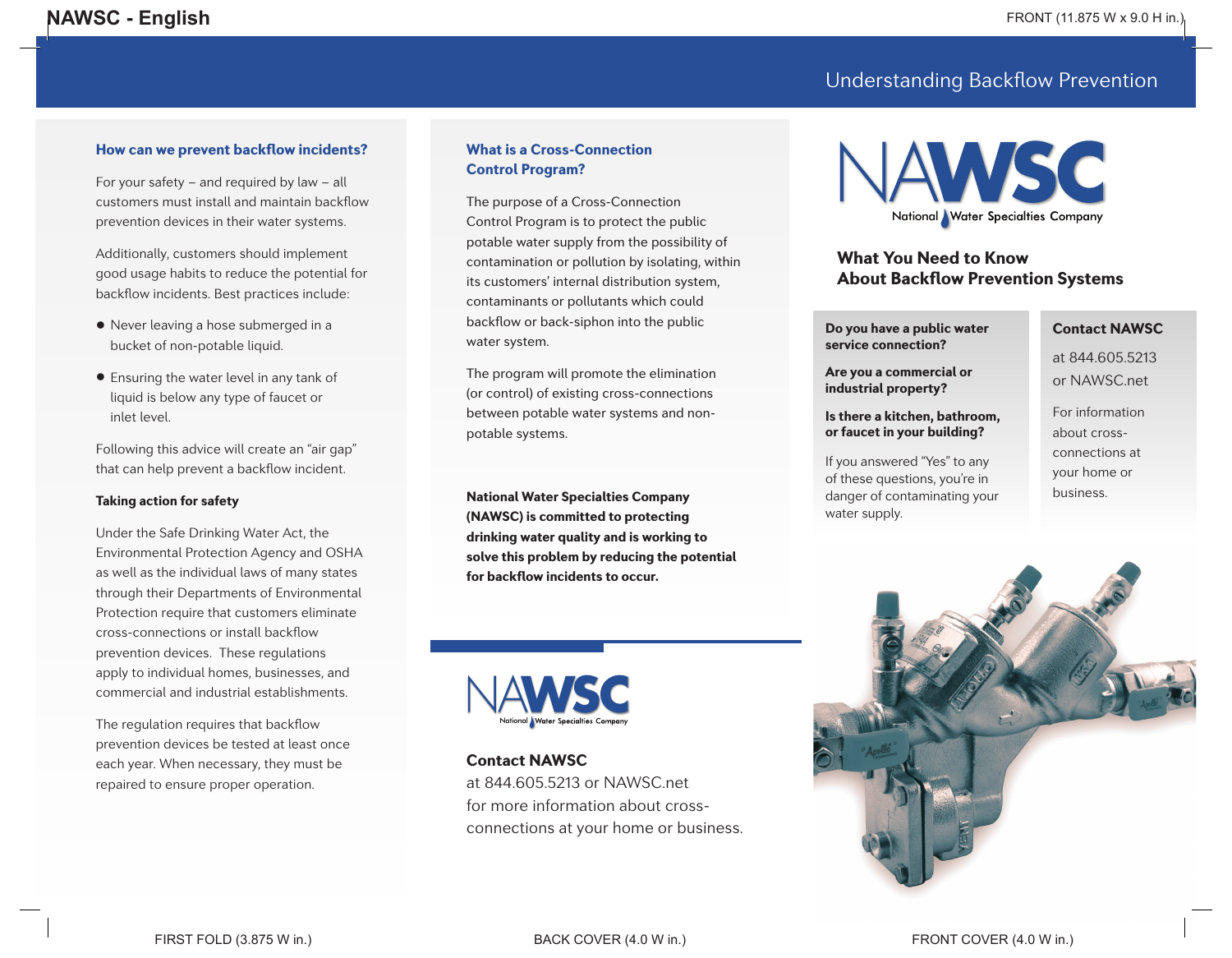# Understanding Backflow Prevention

## How can we prevent backflow incidents?

For your safety – and required by law – all customers must install and maintain backflow prevention devices in their water systems.

Additionally, customers should implement good usage habits to reduce the potential for backflow incidents. Best practices include:

- Never leaving a hose submerged in a bucket of non-potable liquid.
- Ensuring the water level in any tank of liquid is below any type of faucet or inlet level.

Following this advice will create an "air gap" that can help prevent a backflow incident.

### Taking action for safety

Under the Safe Drinking Water Act, the Environmental Protection Agency and OSHA as well as the individual laws of many states through their Departments of Environmental Protection require that customers eliminate cross-connections or install backflow prevention devices. These regulations apply to individual homes, businesses, and commercial and industrial establishments.

The regulation requires that backflow prevention devices be tested at least once each year. When necessary, they must be repaired to ensure proper operation.

## What is a Cross-Connection Control Program?

The purpose of a Cross-Connection Control Program is to protect the public potable water supply from the possibility of contamination or pollution by isolating, within its customers' internal distribution system, contaminants or pollutants which could backflow or back-siphon into the public water system.

The program will promote the elimination (or control) of existing cross-connections between potable water systems and non-potable systems.

**National Water Specialties Company (NAWSC) is committed to protecting drinking water quality and is working to solve this problem by reducing the potential for backflow incidents to occur.**

NAWSC
National Water Specialties Company

**Contact NAWSC**
at 844.605.5213 or NAWSC.net
for more information about cross-connections at your home or business.

NAWSC
National Water Specialties Company

## What You Need to Know About Backflow Prevention Systems

**Do you have a public water service connection?**

**Are you a commercial or industrial property?**

**Is there a kitchen, bathroom, or faucet in your building?**

If you answered "Yes" to any of these questions, you're in danger of contaminating your water supply.

**Contact NAWSC**

at 844.605.5213 or NAWSC.net

For information about cross-connections at your home or business.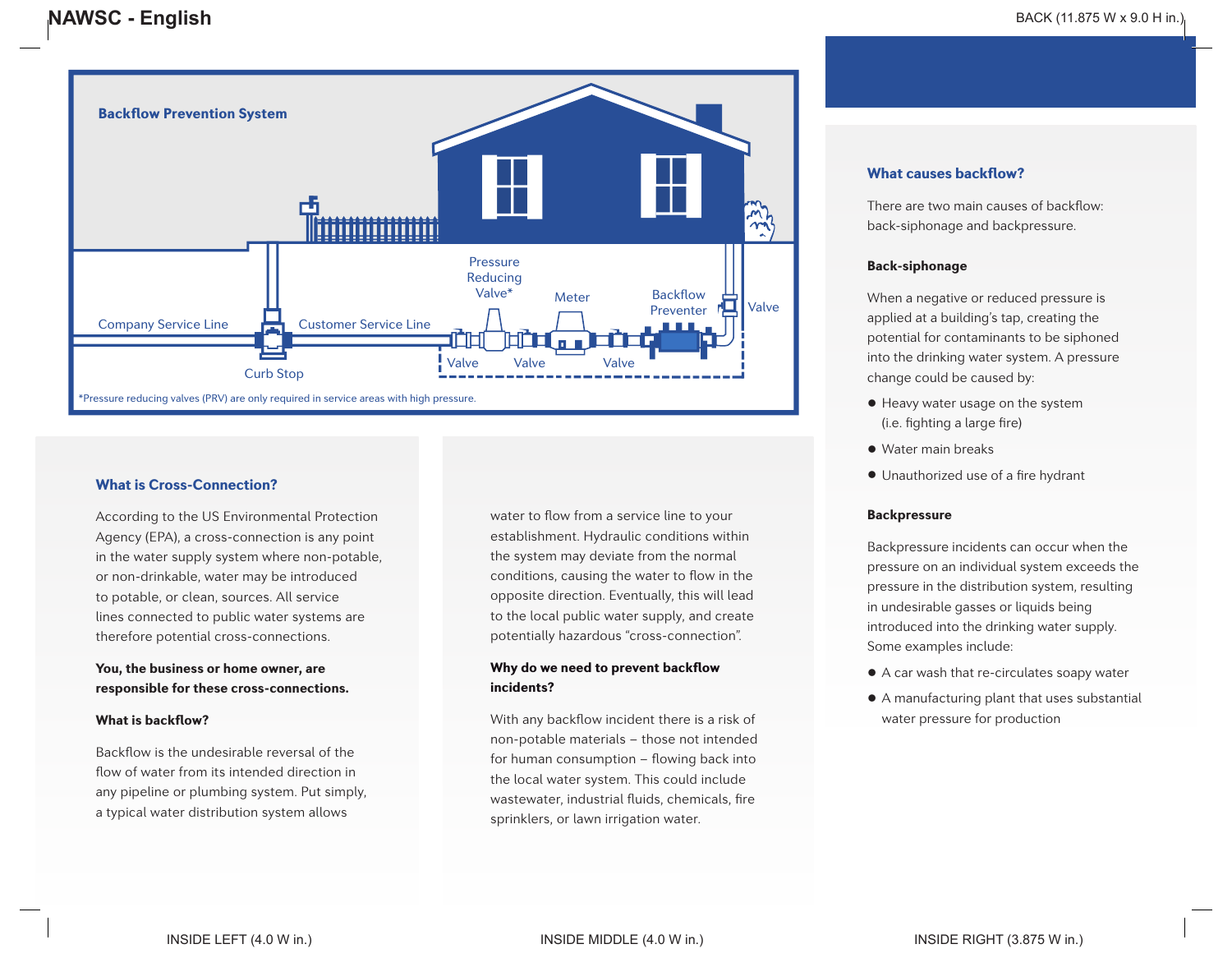## Backflow Prevention System

Company Service Line

Curb Stop

Customer Service Line

Pressure Reducing Valve*

Meter

Backflow Preventer

Valve

Valve

Valve

Valve

*Pressure reducing valves (PRV) are only required in service areas with high pressure.

### What is Cross-Connection?

According to the US Environmental Protection Agency (EPA), a cross-connection is any point in the water supply system where non-potable, or non-drinkable, water may be introduced to potable, or clean, sources. All service lines connected to public water systems are therefore potential cross-connections.

**You, the business or home owner, are responsible for these cross-connections.**

**What is backflow?**

Backflow is the undesirable reversal of the flow of water from its intended direction in any pipeline or plumbing system. Put simply, a typical water distribution system allows water to flow from a service line to your establishment. Hydraulic conditions within the system may deviate from the normal conditions, causing the water to flow in the opposite direction. Eventually, this will lead to the local public water supply, and create potentially hazardous "cross-connection".

**Why do we need to prevent backflow incidents?**

With any backflow incident there is a risk of non-potable materials – those not intended for human consumption – flowing back into the local water system. This could include wastewater, industrial fluids, chemicals, fire sprinklers, or lawn irrigation water.

### What causes backflow?

There are two main causes of backflow: back-siphonage and backpressure.

**Back-siphonage**

When a negative or reduced pressure is applied at a building's tap, creating the potential for contaminants to be siphoned into the drinking water system. A pressure change could be caused by:

- Heavy water usage on the system (i.e. fighting a large fire)
- Water main breaks
- Unauthorized use of a fire hydrant

**Backpressure**

Backpressure incidents can occur when the pressure on an individual system exceeds the pressure in the distribution system, resulting in undesirable gasses or liquids being introduced into the drinking water supply. Some examples include:

- A car wash that re-circulates soapy water
- A manufacturing plant that uses substantial water pressure for production